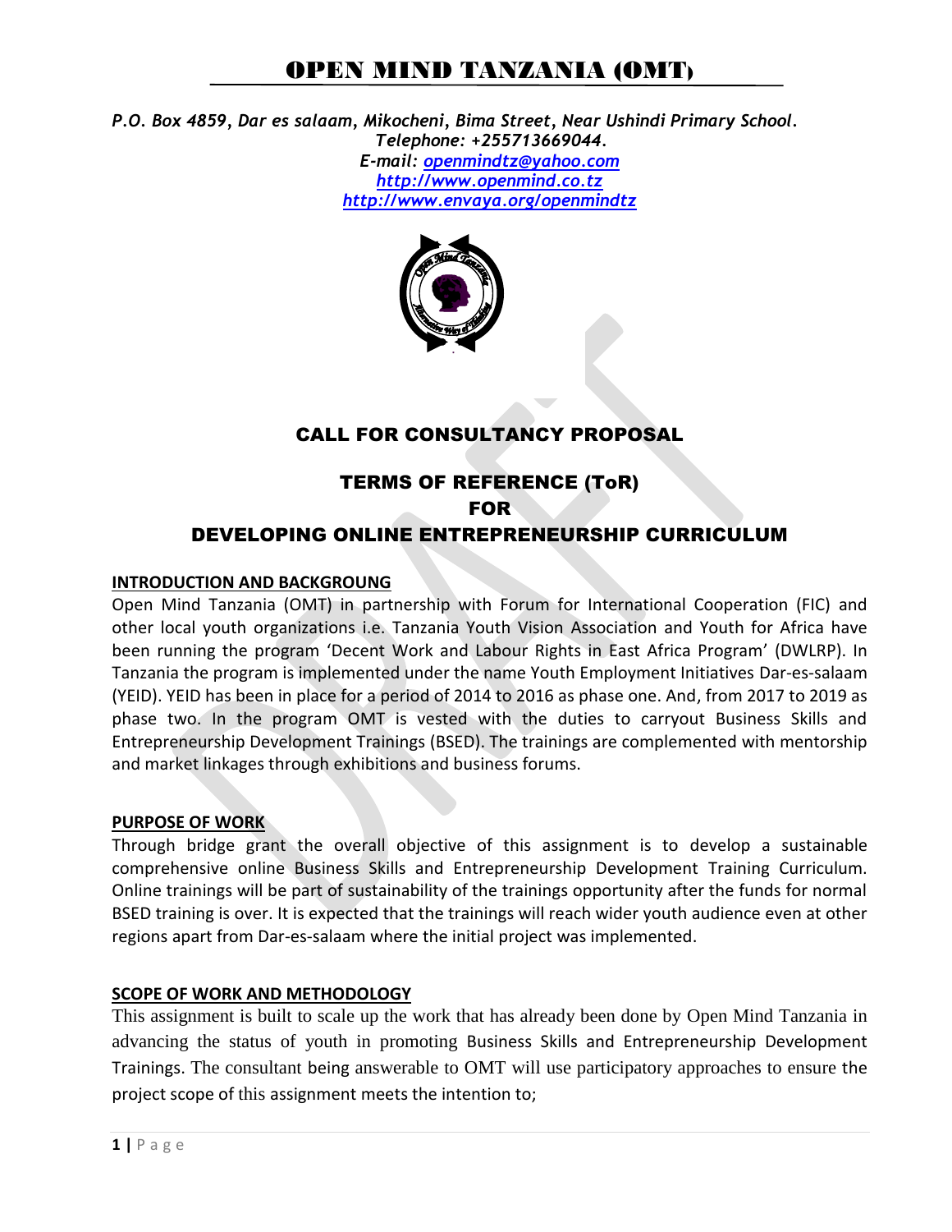# OPEN MIND TANZANIA (OMT)

*P.O. Box 4859, Dar es salaam, Mikocheni, Bima Street, Near Ushindi Primary School.*
*Telephone: +255713669044.*
*E-mail: openmindtz@yahoo.com*
*http://www.openmind.co.tz*
*http://www.envaya.org/openmindtz*

## CALL FOR CONSULTANCY PROPOSAL

## TERMS OF REFERENCE (ToR)
## FOR
## DEVELOPING ONLINE ENTREPRENEURSHIP CURRICULUM

**INTRODUCTION AND BACKGROUNG**

Open Mind Tanzania (OMT) in partnership with Forum for International Cooperation (FIC) and other local youth organizations i.e. Tanzania Youth Vision Association and Youth for Africa have been running the program 'Decent Work and Labour Rights in East Africa Program' (DWLRP). In Tanzania the program is implemented under the name Youth Employment Initiatives Dar-es-salaam (YEID). YEID has been in place for a period of 2014 to 2016 as phase one. And, from 2017 to 2019 as phase two. In the program OMT is vested with the duties to carryout Business Skills and Entrepreneurship Development Trainings (BSED). The trainings are complemented with mentorship and market linkages through exhibitions and business forums.

**PURPOSE OF WORK**

Through bridge grant the overall objective of this assignment is to develop a sustainable comprehensive online Business Skills and Entrepreneurship Development Training Curriculum. Online trainings will be part of sustainability of the trainings opportunity after the funds for normal BSED training is over. It is expected that the trainings will reach wider youth audience even at other regions apart from Dar-es-salaam where the initial project was implemented.

**SCOPE OF WORK AND METHODOLOGY**

This assignment is built to scale up the work that has already been done by Open Mind Tanzania in advancing the status of youth in promoting Business Skills and Entrepreneurship Development Trainings. The consultant being answerable to OMT will use participatory approaches to ensure the project scope of this assignment meets the intention to;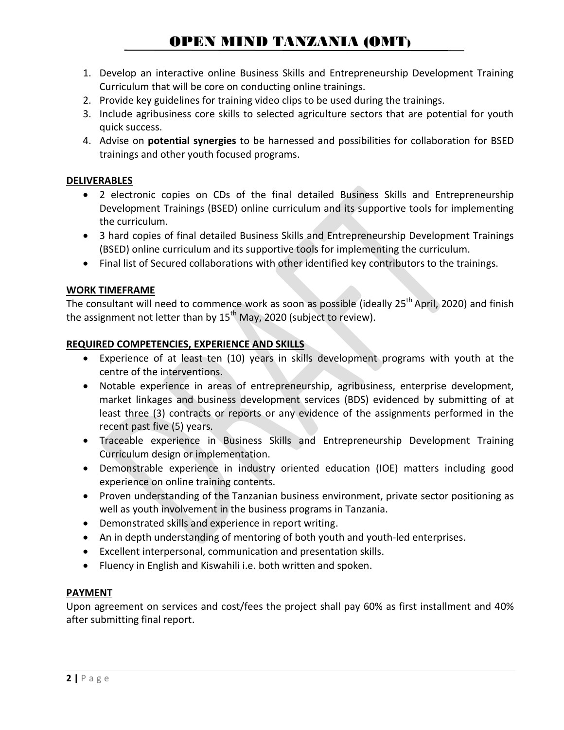1. Develop an interactive online Business Skills and Entrepreneurship Development Training Curriculum that will be core on conducting online trainings.
2. Provide key guidelines for training video clips to be used during the trainings.
3. Include agribusiness core skills to selected agriculture sectors that are potential for youth quick success.
4. Advise on **potential synergies** to be harnessed and possibilities for collaboration for BSED trainings and other youth focused programs.

## DELIVERABLES

- 2 electronic copies on CDs of the final detailed Business Skills and Entrepreneurship Development Trainings (BSED) online curriculum and its supportive tools for implementing the curriculum.
- 3 hard copies of final detailed Business Skills and Entrepreneurship Development Trainings (BSED) online curriculum and its supportive tools for implementing the curriculum.
- Final list of Secured collaborations with other identified key contributors to the trainings.

## WORK TIMEFRAME

The consultant will need to commence work as soon as possible (ideally 25th April, 2020) and finish the assignment not letter than by 15th May, 2020 (subject to review).

## REQUIRED COMPETENCIES, EXPERIENCE AND SKILLS

- Experience of at least ten (10) years in skills development programs with youth at the centre of the interventions.
- Notable experience in areas of entrepreneurship, agribusiness, enterprise development, market linkages and business development services (BDS) evidenced by submitting of at least three (3) contracts or reports or any evidence of the assignments performed in the recent past five (5) years.
- Traceable experience in Business Skills and Entrepreneurship Development Training Curriculum design or implementation.
- Demonstrable experience in industry oriented education (IOE) matters including good experience on online training contents.
- Proven understanding of the Tanzanian business environment, private sector positioning as well as youth involvement in the business programs in Tanzania.
- Demonstrated skills and experience in report writing.
- An in depth understanding of mentoring of both youth and youth-led enterprises.
- Excellent interpersonal, communication and presentation skills.
- Fluency in English and Kiswahili i.e. both written and spoken.

## PAYMENT

Upon agreement on services and cost/fees the project shall pay 60% as first installment and 40% after submitting final report.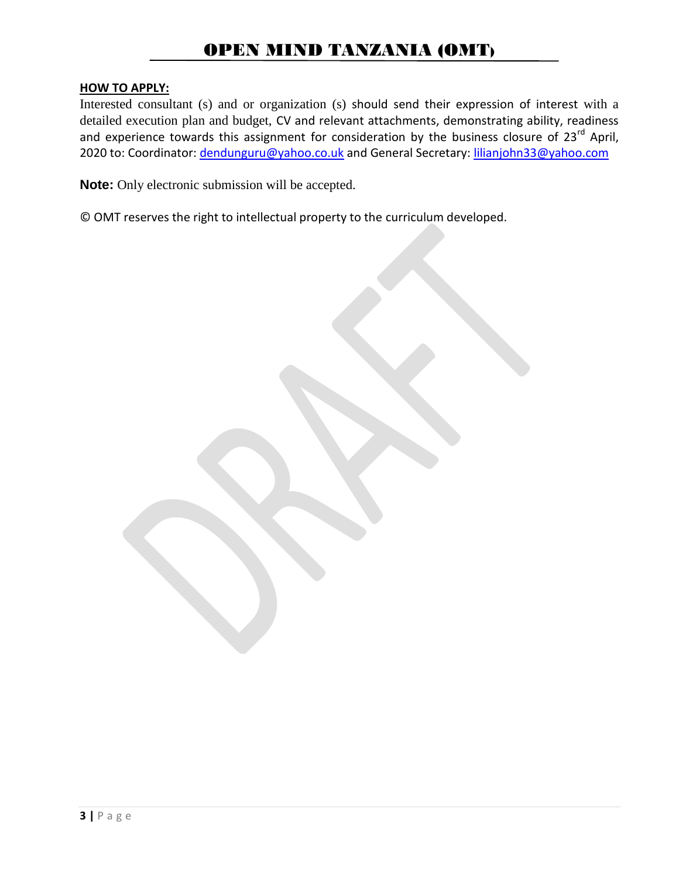**HOW TO APPLY:**

Interested consultant (s) and or organization (s) should send their expression of interest with a detailed execution plan and budget, CV and relevant attachments, demonstrating ability, readiness and experience towards this assignment for consideration by the business closure of 23rd April, 2020 to: Coordinator: dendunguru@yahoo.co.uk and General Secretary: lilianjohn33@yahoo.com

**Note:** Only electronic submission will be accepted.

© OMT reserves the right to intellectual property to the curriculum developed.